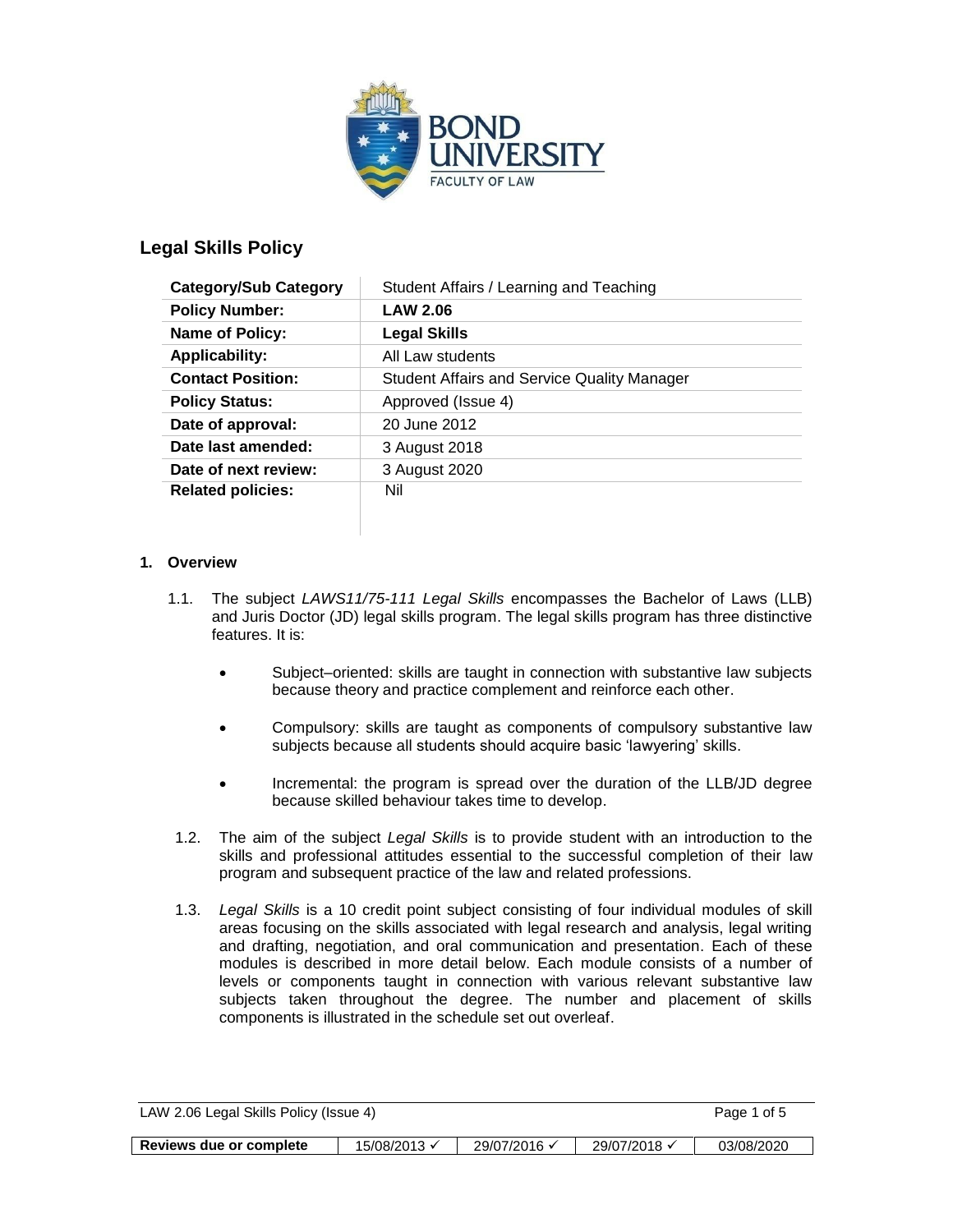# Legal Skills Policy

| Category/Sub Category | Student Affairs / Learning and Teaching |
|---|---|
| **Policy Number:** | **LAW 2.06** |
| **Name of Policy:** | **Legal Skills** |
| **Applicability:** | All Law students |
| **Contact Position:** | Student Affairs and Service Quality Manager |
| **Policy Status:** | Approved (Issue 4) |
| **Date of approval:** | 20 June 2012 |
| **Date last amended:** | 3 August 2018 |
| **Date of next review:** | 3 August 2020 |
| **Related policies:** | Nil |

## 1. Overview

1.1. The subject *LAWS11/75-111 Legal Skills* encompasses the Bachelor of Laws (LLB) and Juris Doctor (JD) legal skills program. The legal skills program has three distinctive features. It is:

- Subject–oriented: skills are taught in connection with substantive law subjects because theory and practice complement and reinforce each other.
- Compulsory: skills are taught as components of compulsory substantive law subjects because all students should acquire basic 'lawyering' skills.
- Incremental: the program is spread over the duration of the LLB/JD degree because skilled behaviour takes time to develop.

1.2. The aim of the subject *Legal Skills* is to provide student with an introduction to the skills and professional attitudes essential to the successful completion of their law program and subsequent practice of the law and related professions.

1.3. *Legal Skills* is a 10 credit point subject consisting of four individual modules of skill areas focusing on the skills associated with legal research and analysis, legal writing and drafting, negotiation, and oral communication and presentation. Each of these modules is described in more detail below. Each module consists of a number of levels or components taught in connection with various relevant substantive law subjects taken throughout the degree. The number and placement of skills components is illustrated in the schedule set out overleaf.

| Reviews due or complete | 15/08/2013 ✓ | 29/07/2016 ✓ | 29/07/2018 ✓ | 03/08/2020 |
|---|---|---|---|---|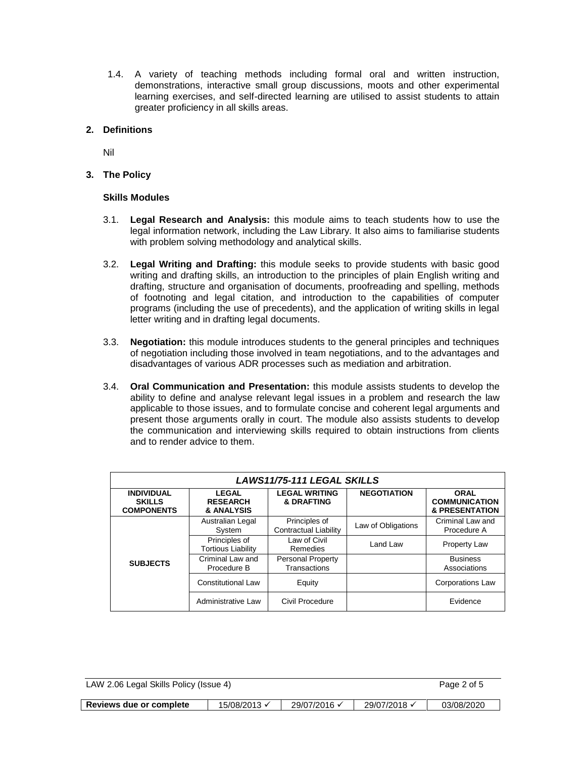1.4. A variety of teaching methods including formal oral and written instruction, demonstrations, interactive small group discussions, moots and other experimental learning exercises, and self-directed learning are utilised to assist students to attain greater proficiency in all skills areas.

## 2. Definitions

Nil

## 3. The Policy

### Skills Modules

3.1. **Legal Research and Analysis:** this module aims to teach students how to use the legal information network, including the Law Library. It also aims to familiarise students with problem solving methodology and analytical skills.

3.2. **Legal Writing and Drafting:** this module seeks to provide students with basic good writing and drafting skills, an introduction to the principles of plain English writing and drafting, structure and organisation of documents, proofreading and spelling, methods of footnoting and legal citation, and introduction to the capabilities of computer programs (including the use of precedents), and the application of writing skills in legal letter writing and in drafting legal documents.

3.3. **Negotiation:** this module introduces students to the general principles and techniques of negotiation including those involved in team negotiations, and to the advantages and disadvantages of various ADR processes such as mediation and arbitration.

3.4. **Oral Communication and Presentation:** this module assists students to develop the ability to define and analyse relevant legal issues in a problem and research the law applicable to those issues, and to formulate concise and coherent legal arguments and present those arguments orally in court. The module also assists students to develop the communication and interviewing skills required to obtain instructions from clients and to render advice to them.

| ***LAWS11/75-111 LEGAL SKILLS*** | | | | |
|---|---|---|---|---|
| **INDIVIDUAL SKILLS COMPONENTS** | **LEGAL RESEARCH & ANALYSIS** | **LEGAL WRITING & DRAFTING** | **NEGOTIATION** | **ORAL COMMUNICATION & PRESENTATION** |
| **SUBJECTS** | Australian Legal System | Principles of Contractual Liability | Law of Obligations | Criminal Law and Procedure A |
| | Principles of Tortious Liability | Law of Civil Remedies | Land Law | Property Law |
| | Criminal Law and Procedure B | Personal Property Transactions | | Business Associations |
| | Constitutional Law | Equity | | Corporations Law |
| | Administrative Law | Civil Procedure | | Evidence |

| Reviews due or complete | 15/08/2013 ✓ | 29/07/2016 ✓ | 29/07/2018 ✓ | 03/08/2020 |
|---|---|---|---|---|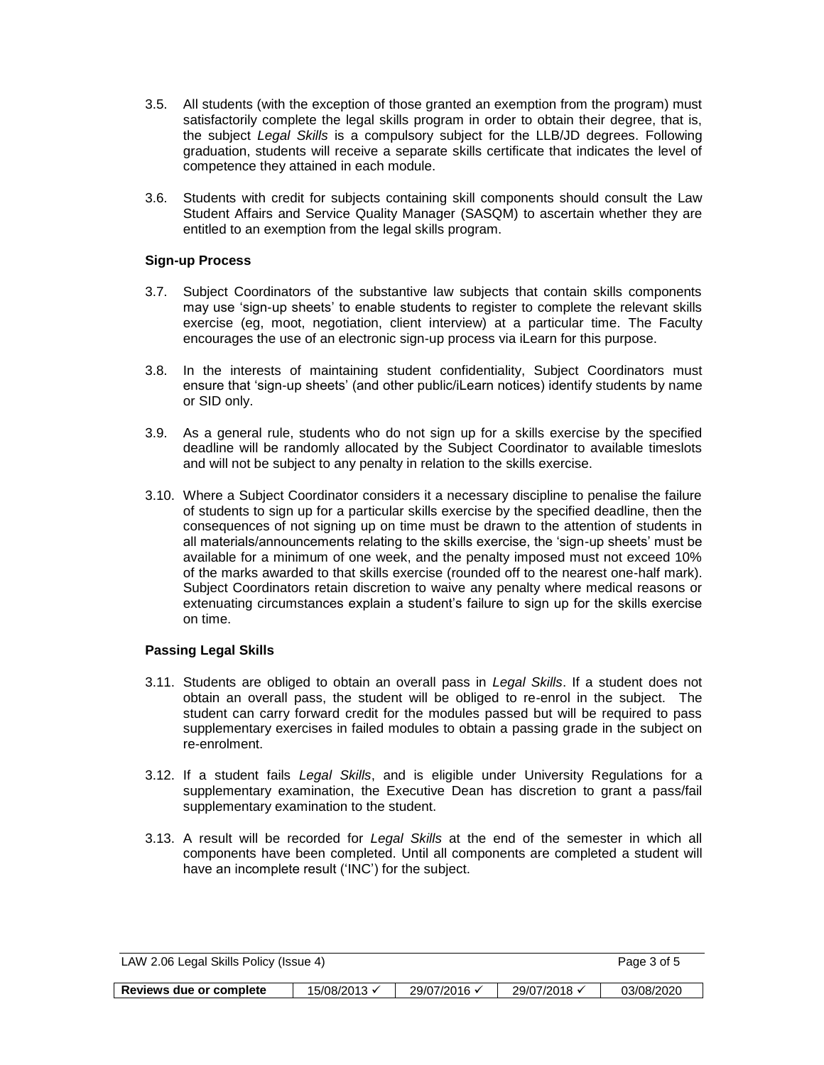3.5. All students (with the exception of those granted an exemption from the program) must satisfactorily complete the legal skills program in order to obtain their degree, that is, the subject *Legal Skills* is a compulsory subject for the LLB/JD degrees. Following graduation, students will receive a separate skills certificate that indicates the level of competence they attained in each module.

3.6. Students with credit for subjects containing skill components should consult the Law Student Affairs and Service Quality Manager (SASQM) to ascertain whether they are entitled to an exemption from the legal skills program.

**Sign-up Process**

3.7. Subject Coordinators of the substantive law subjects that contain skills components may use 'sign-up sheets' to enable students to register to complete the relevant skills exercise (eg, moot, negotiation, client interview) at a particular time. The Faculty encourages the use of an electronic sign-up process via iLearn for this purpose.

3.8. In the interests of maintaining student confidentiality, Subject Coordinators must ensure that 'sign-up sheets' (and other public/iLearn notices) identify students by name or SID only.

3.9. As a general rule, students who do not sign up for a skills exercise by the specified deadline will be randomly allocated by the Subject Coordinator to available timeslots and will not be subject to any penalty in relation to the skills exercise.

3.10. Where a Subject Coordinator considers it a necessary discipline to penalise the failure of students to sign up for a particular skills exercise by the specified deadline, then the consequences of not signing up on time must be drawn to the attention of students in all materials/announcements relating to the skills exercise, the 'sign-up sheets' must be available for a minimum of one week, and the penalty imposed must not exceed 10% of the marks awarded to that skills exercise (rounded off to the nearest one-half mark). Subject Coordinators retain discretion to waive any penalty where medical reasons or extenuating circumstances explain a student's failure to sign up for the skills exercise on time.

**Passing Legal Skills**

3.11. Students are obliged to obtain an overall pass in *Legal Skills*. If a student does not obtain an overall pass, the student will be obliged to re-enrol in the subject. The student can carry forward credit for the modules passed but will be required to pass supplementary exercises in failed modules to obtain a passing grade in the subject on re-enrolment.

3.12. If a student fails *Legal Skills*, and is eligible under University Regulations for a supplementary examination, the Executive Dean has discretion to grant a pass/fail supplementary examination to the student.

3.13. A result will be recorded for *Legal Skills* at the end of the semester in which all components have been completed. Until all components are completed a student will have an incomplete result ('INC') for the subject.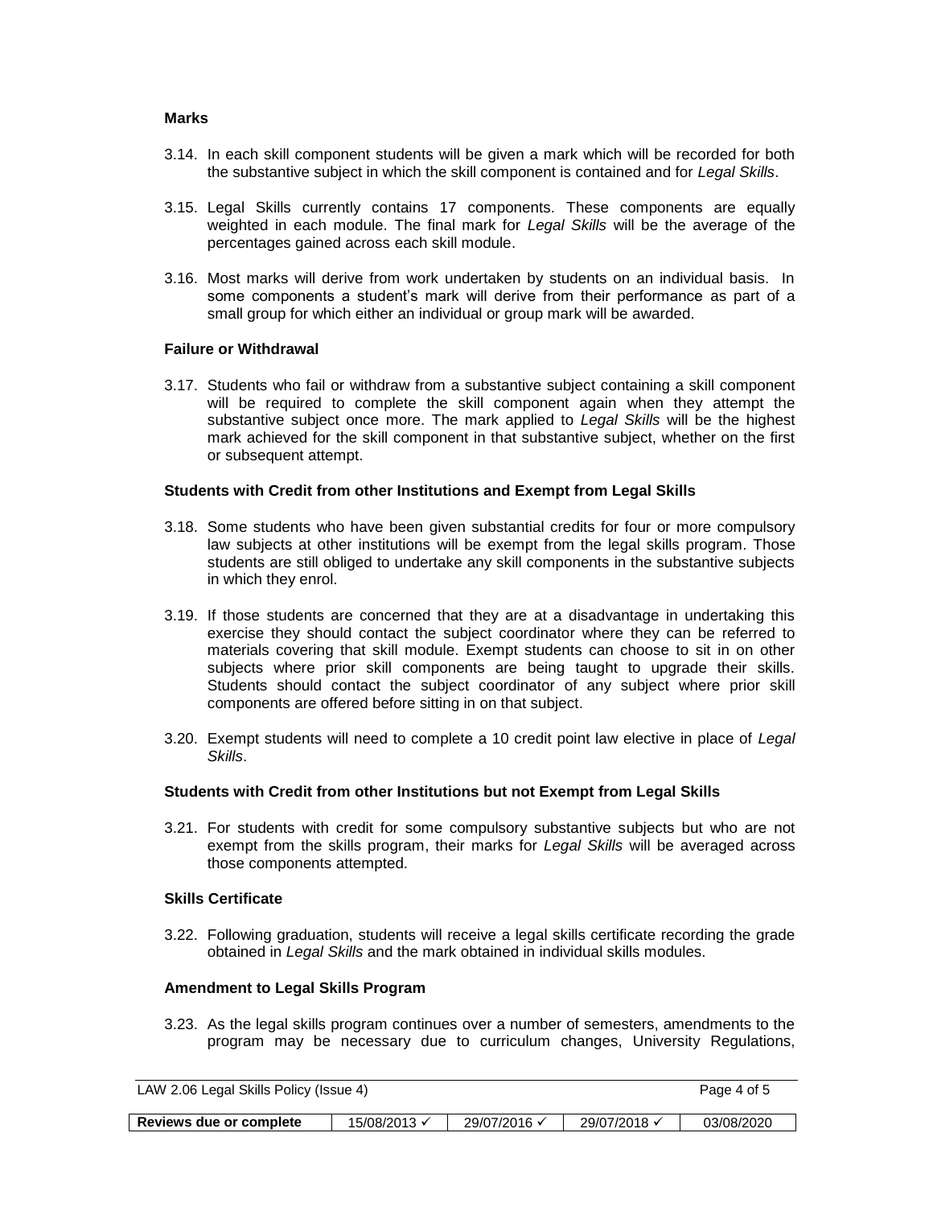**Marks**

3.14. In each skill component students will be given a mark which will be recorded for both the substantive subject in which the skill component is contained and for *Legal Skills*.

3.15. Legal Skills currently contains 17 components. These components are equally weighted in each module. The final mark for *Legal Skills* will be the average of the percentages gained across each skill module.

3.16. Most marks will derive from work undertaken by students on an individual basis. In some components a student's mark will derive from their performance as part of a small group for which either an individual or group mark will be awarded.

**Failure or Withdrawal**

3.17. Students who fail or withdraw from a substantive subject containing a skill component will be required to complete the skill component again when they attempt the substantive subject once more. The mark applied to *Legal Skills* will be the highest mark achieved for the skill component in that substantive subject, whether on the first or subsequent attempt.

**Students with Credit from other Institutions and Exempt from Legal Skills**

3.18. Some students who have been given substantial credits for four or more compulsory law subjects at other institutions will be exempt from the legal skills program. Those students are still obliged to undertake any skill components in the substantive subjects in which they enrol.

3.19. If those students are concerned that they are at a disadvantage in undertaking this exercise they should contact the subject coordinator where they can be referred to materials covering that skill module. Exempt students can choose to sit in on other subjects where prior skill components are being taught to upgrade their skills. Students should contact the subject coordinator of any subject where prior skill components are offered before sitting in on that subject.

3.20. Exempt students will need to complete a 10 credit point law elective in place of *Legal Skills*.

**Students with Credit from other Institutions but not Exempt from Legal Skills**

3.21. For students with credit for some compulsory substantive subjects but who are not exempt from the skills program, their marks for *Legal Skills* will be averaged across those components attempted.

**Skills Certificate**

3.22. Following graduation, students will receive a legal skills certificate recording the grade obtained in *Legal Skills* and the mark obtained in individual skills modules.

**Amendment to Legal Skills Program**

3.23. As the legal skills program continues over a number of semesters, amendments to the program may be necessary due to curriculum changes, University Regulations,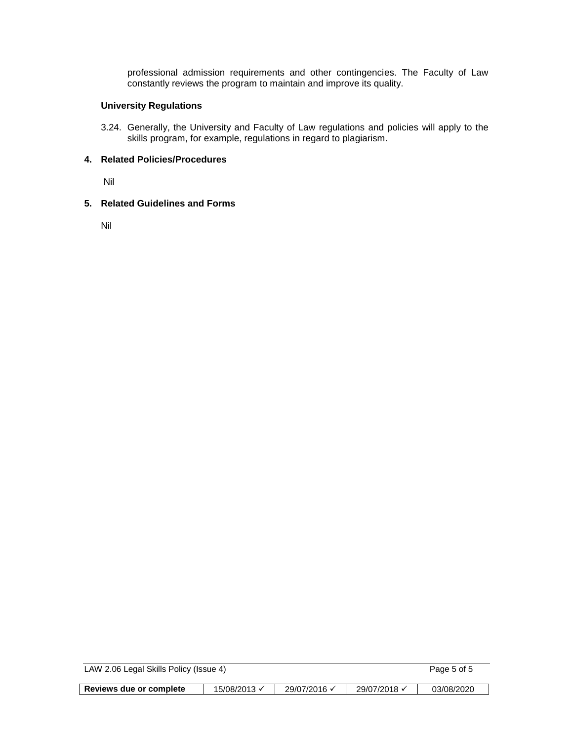professional admission requirements and other contingencies. The Faculty of Law constantly reviews the program to maintain and improve its quality.

**University Regulations**

3.24. Generally, the University and Faculty of Law regulations and policies will apply to the skills program, for example, regulations in regard to plagiarism.

## 4. Related Policies/Procedures

Nil

## 5. Related Guidelines and Forms

Nil